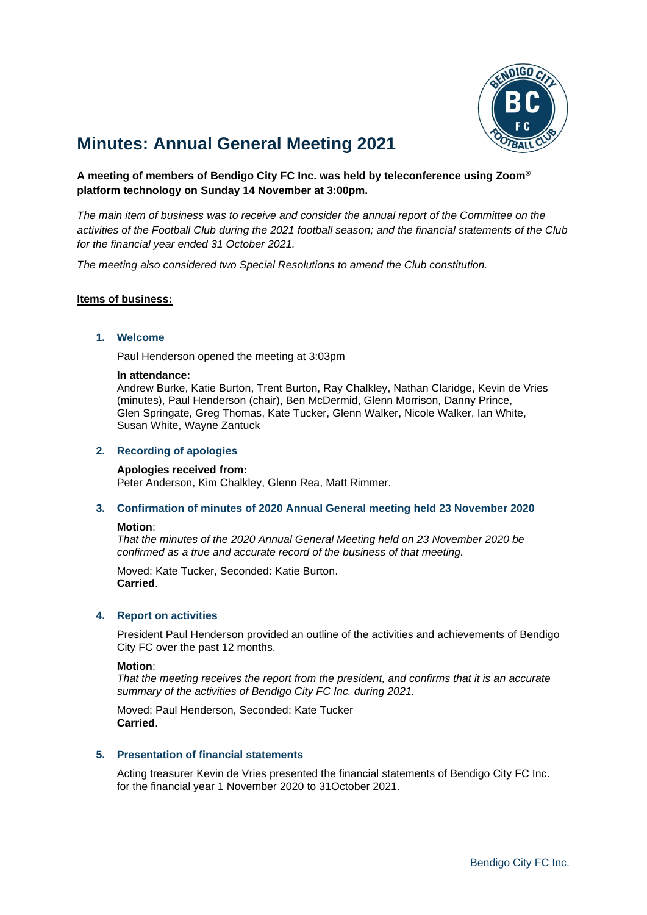# Minutes: Annual General Meeting 2021

**A meeting of members of Bendigo City FC Inc. was held by teleconference using Zoom® platform technology on Sunday 14 November at 3:00pm.**

*The main item of business was to receive and consider the annual report of the Committee on the activities of the Football Club during the 2021 football season; and the financial statements of the Club for the financial year ended 31 October 2021.*

*The meeting also considered two Special Resolutions to amend the Club constitution.*

**Items of business:**

### 1. Welcome

Paul Henderson opened the meeting at 3:03pm

**In attendance:**
Andrew Burke, Katie Burton, Trent Burton, Ray Chalkley, Nathan Claridge, Kevin de Vries (minutes), Paul Henderson (chair), Ben McDermid, Glenn Morrison, Danny Prince, Glen Springate, Greg Thomas, Kate Tucker, Glenn Walker, Nicole Walker, Ian White, Susan White, Wayne Zantuck

### 2. Recording of apologies

**Apologies received from:**
Peter Anderson, Kim Chalkley, Glenn Rea, Matt Rimmer.

### 3. Confirmation of minutes of 2020 Annual General meeting held 23 November 2020

**Motion**:
*That the minutes of the 2020 Annual General Meeting held on 23 November 2020 be confirmed as a true and accurate record of the business of that meeting.*

Moved: Kate Tucker, Seconded: Katie Burton.
**Carried**.

### 4. Report on activities

President Paul Henderson provided an outline of the activities and achievements of Bendigo City FC over the past 12 months.

**Motion**:
*That the meeting receives the report from the president, and confirms that it is an accurate summary of the activities of Bendigo City FC Inc. during 2021.*

Moved: Paul Henderson, Seconded: Kate Tucker
**Carried**.

### 5. Presentation of financial statements

Acting treasurer Kevin de Vries presented the financial statements of Bendigo City FC Inc. for the financial year 1 November 2020 to 31October 2021.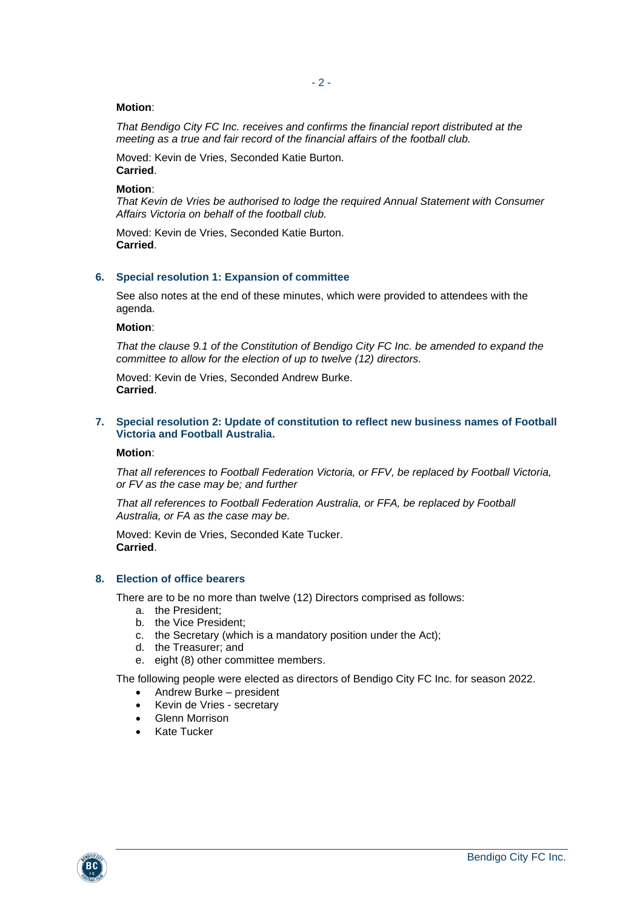**Motion**:

*That Bendigo City FC Inc. receives and confirms the financial report distributed at the meeting as a true and fair record of the financial affairs of the football club.*

Moved: Kevin de Vries, Seconded Katie Burton.
**Carried**.

**Motion**:
*That Kevin de Vries be authorised to lodge the required Annual Statement with Consumer Affairs Victoria on behalf of the football club.*

Moved: Kevin de Vries, Seconded Katie Burton.
**Carried**.

## 6. Special resolution 1: Expansion of committee

See also notes at the end of these minutes, which were provided to attendees with the agenda.

**Motion**:

*That the clause 9.1 of the Constitution of Bendigo City FC Inc. be amended to expand the committee to allow for the election of up to twelve (12) directors.*

Moved: Kevin de Vries, Seconded Andrew Burke.
**Carried**.

## 7. Special resolution 2: Update of constitution to reflect new business names of Football Victoria and Football Australia.

**Motion**:

*That all references to Football Federation Victoria, or FFV, be replaced by Football Victoria, or FV as the case may be; and further*

*That all references to Football Federation Australia, or FFA, be replaced by Football Australia, or FA as the case may be.*

Moved: Kevin de Vries, Seconded Kate Tucker.
**Carried**.

## 8. Election of office bearers

There are to be no more than twelve (12) Directors comprised as follows:

a. the President;
b. the Vice President;
c. the Secretary (which is a mandatory position under the Act);
d. the Treasurer; and
e. eight (8) other committee members.

The following people were elected as directors of Bendigo City FC Inc. for season 2022.

- Andrew Burke – president
- Kevin de Vries - secretary
- Glenn Morrison
- Kate Tucker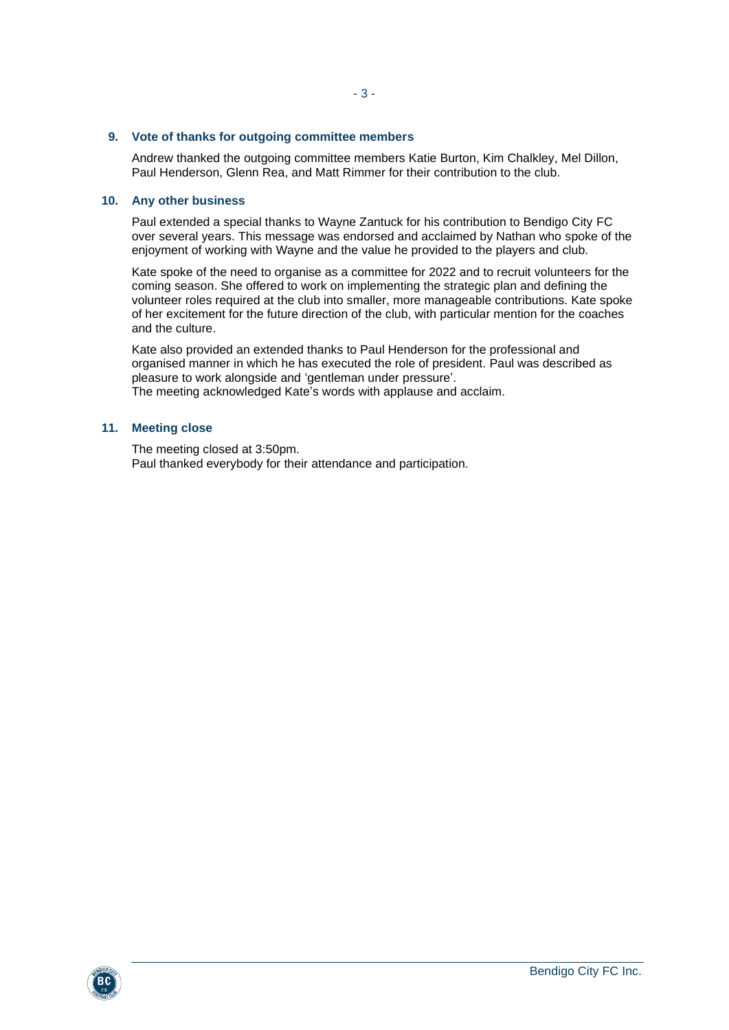## 9. Vote of thanks for outgoing committee members

Andrew thanked the outgoing committee members Katie Burton, Kim Chalkley, Mel Dillon, Paul Henderson, Glenn Rea, and Matt Rimmer for their contribution to the club.

## 10. Any other business

Paul extended a special thanks to Wayne Zantuck for his contribution to Bendigo City FC over several years. This message was endorsed and acclaimed by Nathan who spoke of the enjoyment of working with Wayne and the value he provided to the players and club.

Kate spoke of the need to organise as a committee for 2022 and to recruit volunteers for the coming season. She offered to work on implementing the strategic plan and defining the volunteer roles required at the club into smaller, more manageable contributions. Kate spoke of her excitement for the future direction of the club, with particular mention for the coaches and the culture.

Kate also provided an extended thanks to Paul Henderson for the professional and organised manner in which he has executed the role of president. Paul was described as pleasure to work alongside and 'gentleman under pressure'.
The meeting acknowledged Kate's words with applause and acclaim.

## 11. Meeting close

The meeting closed at 3:50pm.
Paul thanked everybody for their attendance and participation.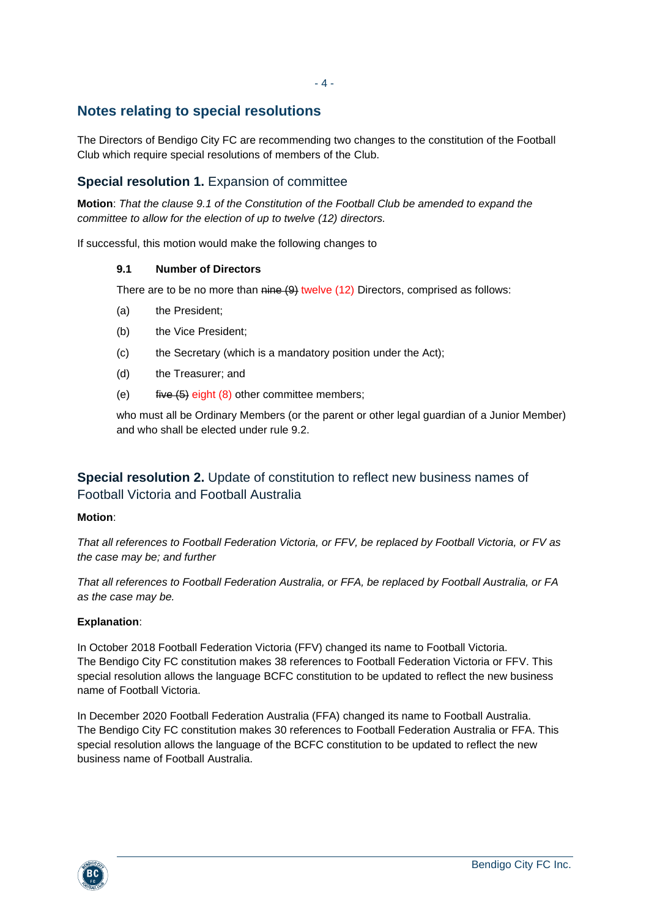## Notes relating to special resolutions

The Directors of Bendigo City FC are recommending two changes to the constitution of the Football Club which require special resolutions of members of the Club.

### **Special resolution 1.** Expansion of committee

**Motion**: *That the clause 9.1 of the Constitution of the Football Club be amended to expand the committee to allow for the election of up to twelve (12) directors.*

If successful, this motion would make the following changes to

> **9.1 Number of Directors**
>
> There are to be no more than ~~nine (9)~~ twelve (12) Directors, comprised as follows:
>
> (a) the President;
>
> (b) the Vice President;
>
> (c) the Secretary (which is a mandatory position under the Act);
>
> (d) the Treasurer; and
>
> (e) ~~five (5)~~ eight (8) other committee members;
>
> who must all be Ordinary Members (or the parent or other legal guardian of a Junior Member) and who shall be elected under rule 9.2.

### **Special resolution 2.** Update of constitution to reflect new business names of Football Victoria and Football Australia

**Motion**:

*That all references to Football Federation Victoria, or FFV, be replaced by Football Victoria, or FV as the case may be; and further*

*That all references to Football Federation Australia, or FFA, be replaced by Football Australia, or FA as the case may be.*

**Explanation**:

In October 2018 Football Federation Victoria (FFV) changed its name to Football Victoria. The Bendigo City FC constitution makes 38 references to Football Federation Victoria or FFV. This special resolution allows the language BCFC constitution to be updated to reflect the new business name of Football Victoria.

In December 2020 Football Federation Australia (FFA) changed its name to Football Australia. The Bendigo City FC constitution makes 30 references to Football Federation Australia or FFA. This special resolution allows the language of the BCFC constitution to be updated to reflect the new business name of Football Australia.